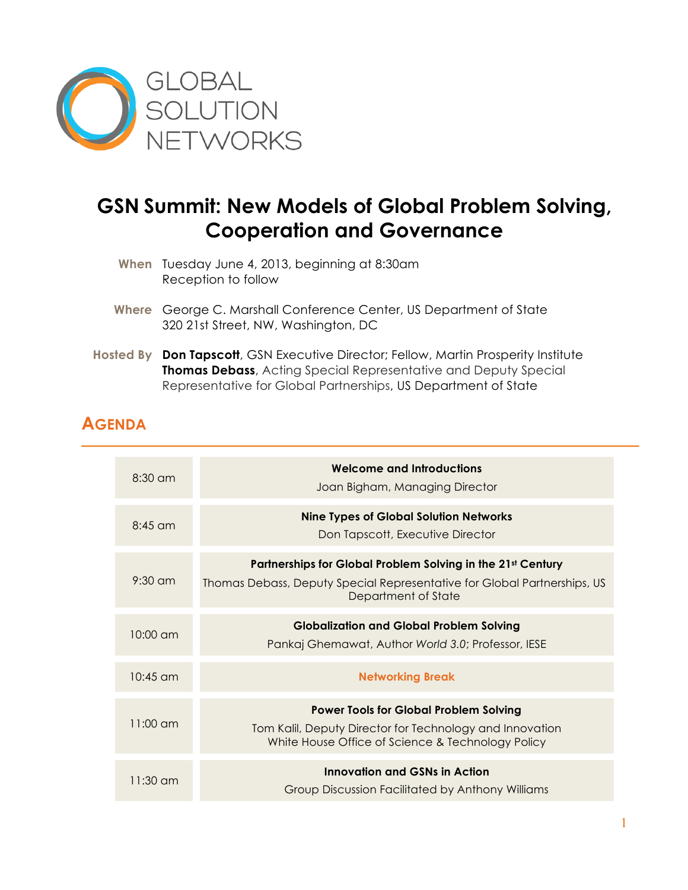GLOBAL SOLUTION NETWORKS

# GSN Summit: New Models of Global Problem Solving, Cooperation and Governance

**When** Tuesday June 4, 2013, beginning at 8:30am
Reception to follow

**Where** George C. Marshall Conference Center, US Department of State
320 21st Street, NW, Washington, DC

**Hosted By** **Don Tapscott**, GSN Executive Director; Fellow, Martin Prosperity Institute
**Thomas Debass**, Acting Special Representative and Deputy Special Representative for Global Partnerships, US Department of State

## AGENDA

| | |
|---|---|
| 8:30 am | **Welcome and Introductions**<br>Joan Bigham, Managing Director |
| 8:45 am | **Nine Types of Global Solution Networks**<br>Don Tapscott, Executive Director |
| 9:30 am | **Partnerships for Global Problem Solving in the 21st Century**<br>Thomas Debass, Deputy Special Representative for Global Partnerships, US Department of State |
| 10:00 am | **Globalization and Global Problem Solving**<br>Pankaj Ghemawat, Author *World 3.0*; Professor, IESE |
| 10:45 am | **Networking Break** |
| 11:00 am | **Power Tools for Global Problem Solving**<br>Tom Kalil, Deputy Director for Technology and Innovation White House Office of Science & Technology Policy |
| 11:30 am | **Innovation and GSNs in Action**<br>Group Discussion Facilitated by Anthony Williams |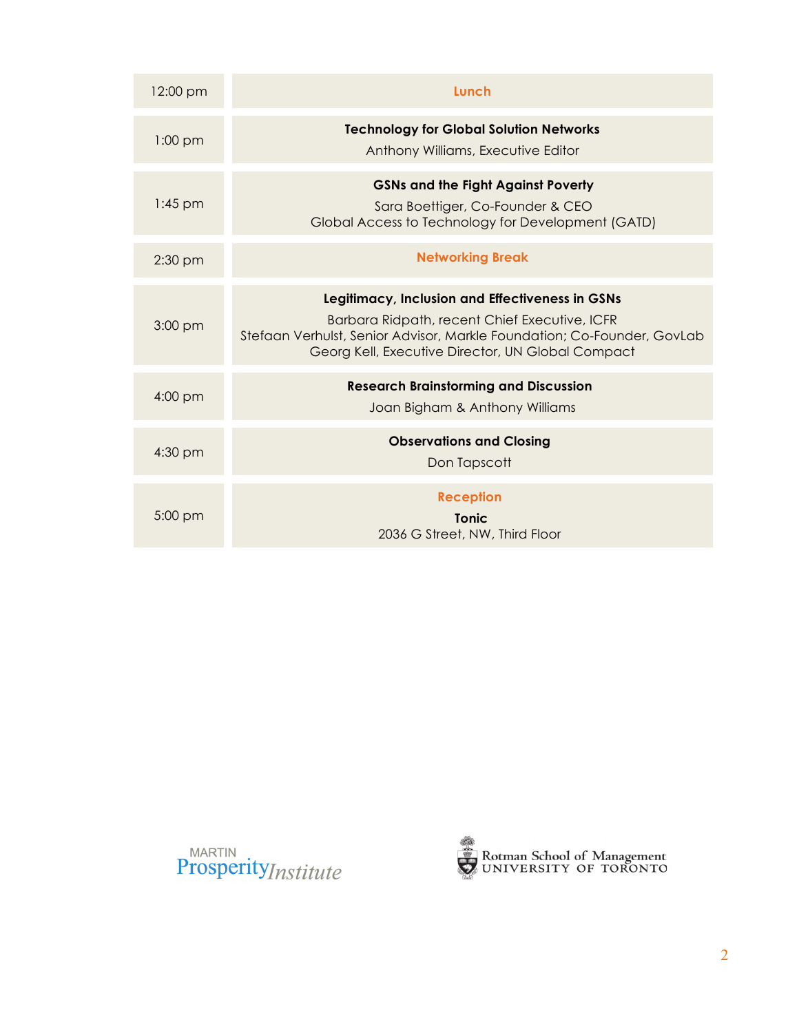| | |
|---|---|
| 12:00 pm | **Lunch** |
| 1:00 pm | **Technology for Global Solution Networks**<br>Anthony Williams, Executive Editor |
| 1:45 pm | **GSNs and the Fight Against Poverty**<br>Sara Boettiger, Co-Founder & CEO<br>Global Access to Technology for Development (GATD) |
| 2:30 pm | **Networking Break** |
| 3:00 pm | **Legitimacy, Inclusion and Effectiveness in GSNs**<br>Barbara Ridpath, recent Chief Executive, ICFR<br>Stefaan Verhulst, Senior Advisor, Markle Foundation; Co-Founder, GovLab<br>Georg Kell, Executive Director, UN Global Compact |
| 4:00 pm | **Research Brainstorming and Discussion**<br>Joan Bigham & Anthony Williams |
| 4:30 pm | **Observations and Closing**<br>Don Tapscott |
| 5:00 pm | **Reception**<br>**Tonic**<br>2036 G Street, NW, Third Floor |

MARTIN Prosperity*Institute*

Rotman School of Management
UNIVERSITY OF TORONTO